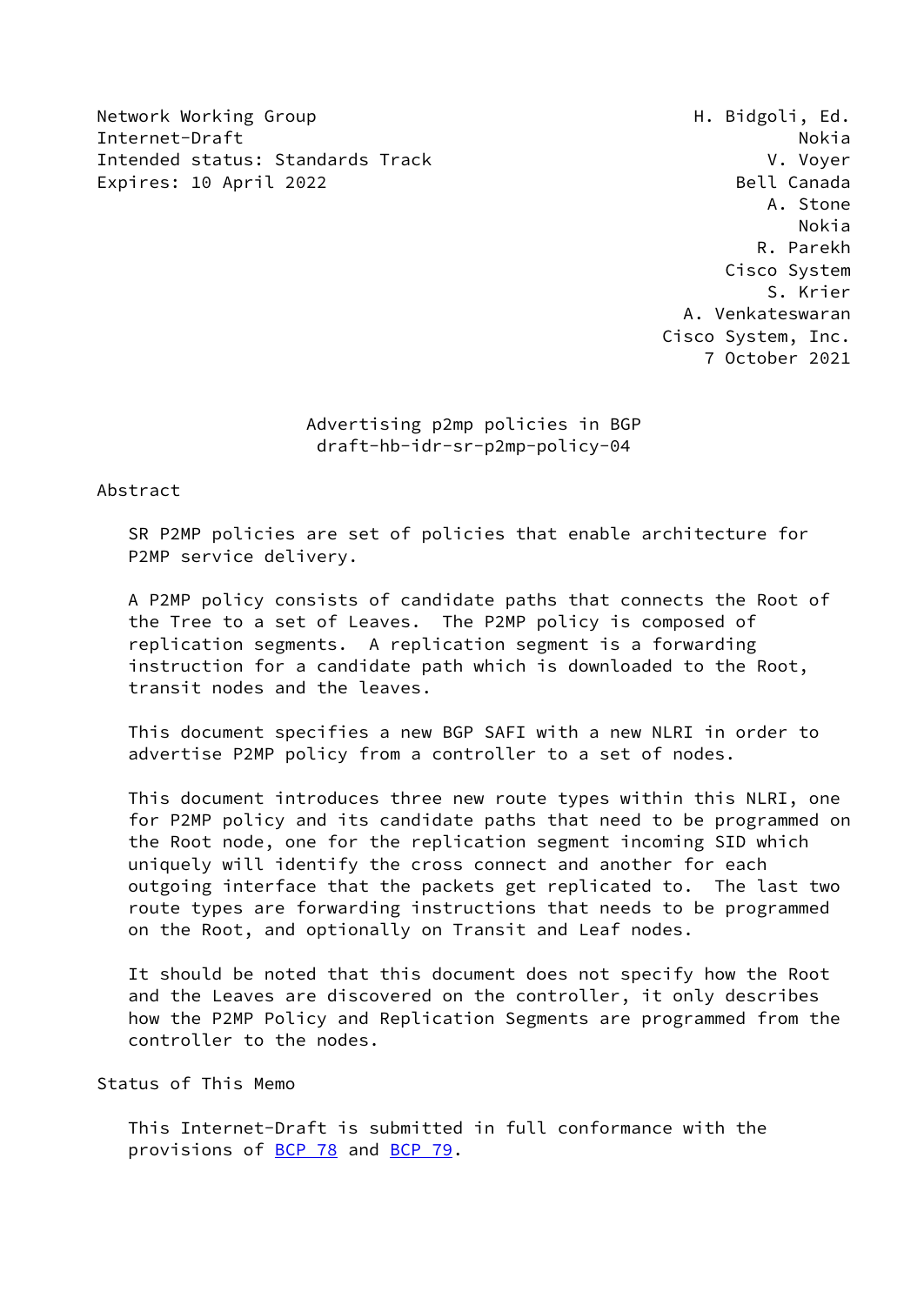Network Working Group H. Bidgoli, Ed.
Internet-Draft Nokia
Intended status: Standards Track V. Voyer
Expires: 10 April 2022 Bell Canada

A. Stone
Nokia
R. Parekh
Cisco System
S. Krier
A. Venkateswaran
Cisco System, Inc.
7 October 2021

# Advertising p2mp policies in BGP
## draft-hb-idr-sr-p2mp-policy-04

## Abstract

SR P2MP policies are set of policies that enable architecture for P2MP service delivery.

A P2MP policy consists of candidate paths that connects the Root of the Tree to a set of Leaves. The P2MP policy is composed of replication segments. A replication segment is a forwarding instruction for a candidate path which is downloaded to the Root, transit nodes and the leaves.

This document specifies a new BGP SAFI with a new NLRI in order to advertise P2MP policy from a controller to a set of nodes.

This document introduces three new route types within this NLRI, one for P2MP policy and its candidate paths that need to be programmed on the Root node, one for the replication segment incoming SID which uniquely will identify the cross connect and another for each outgoing interface that the packets get replicated to. The last two route types are forwarding instructions that needs to be programmed on the Root, and optionally on Transit and Leaf nodes.

It should be noted that this document does not specify how the Root and the Leaves are discovered on the controller, it only describes how the P2MP Policy and Replication Segments are programmed from the controller to the nodes.

## Status of This Memo

This Internet-Draft is submitted in full conformance with the provisions of BCP 78 and BCP 79.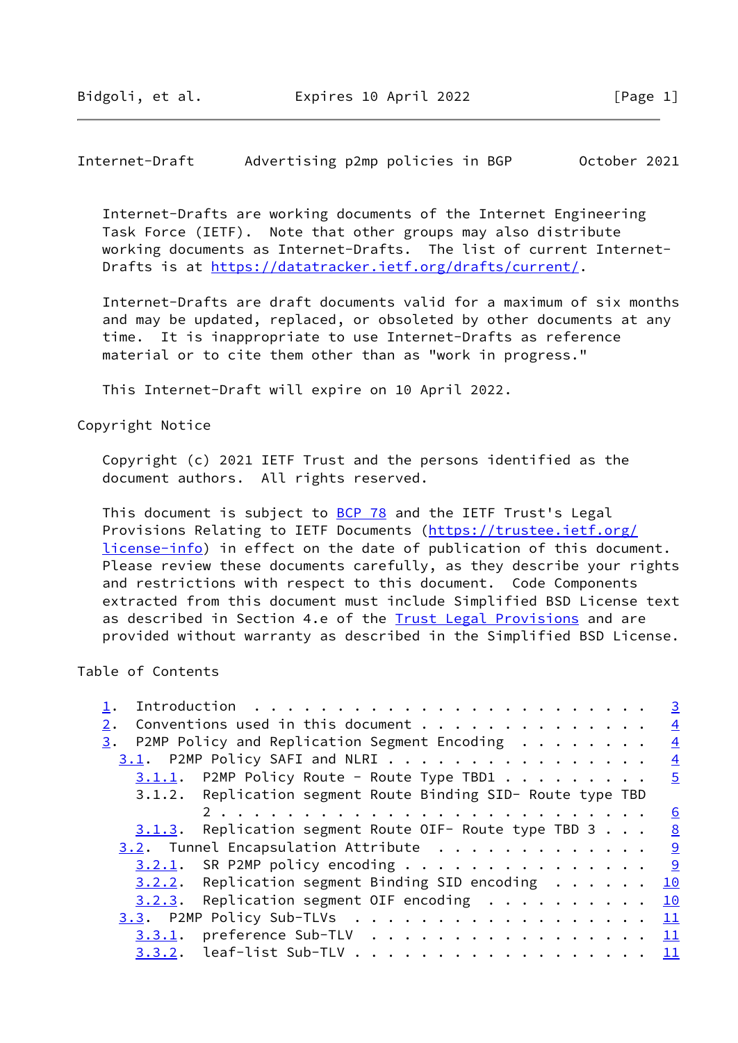Internet-Drafts are working documents of the Internet Engineering Task Force (IETF). Note that other groups may also distribute working documents as Internet-Drafts. The list of current Internet-Drafts is at https://datatracker.ietf.org/drafts/current/.

Internet-Drafts are draft documents valid for a maximum of six months and may be updated, replaced, or obsoleted by other documents at any time. It is inappropriate to use Internet-Drafts as reference material or to cite them other than as "work in progress."

This Internet-Draft will expire on 10 April 2022.

Copyright Notice

Copyright (c) 2021 IETF Trust and the persons identified as the document authors. All rights reserved.

This document is subject to BCP 78 and the IETF Trust's Legal Provisions Relating to IETF Documents (https://trustee.ietf.org/license-info) in effect on the date of publication of this document. Please review these documents carefully, as they describe your rights and restrictions with respect to this document. Code Components extracted from this document must include Simplified BSD License text as described in Section 4.e of the Trust Legal Provisions and are provided without warranty as described in the Simplified BSD License.

Table of Contents

```
   1.  Introduction  . . . . . . . . . . . . . . . . . . . . . . . .   3
   2.  Conventions used in this document . . . . . . . . . . . . . .   4
   3.  P2MP Policy and Replication Segment Encoding  . . . . . . . .   4
     3.1.  P2MP Policy SAFI and NLRI . . . . . . . . . . . . . . . .   4
       3.1.1.  P2MP Policy Route - Route Type TBD1 . . . . . . . . .   5
       3.1.2.  Replication segment Route Binding SID- Route type TBD
               2 . . . . . . . . . . . . . . . . . . . . . . . . . .   6
       3.1.3.  Replication segment Route OIF- Route type TBD 3 . . .   8
     3.2.  Tunnel Encapsulation Attribute  . . . . . . . . . . . . .   9
       3.2.1.  SR P2MP policy encoding . . . . . . . . . . . . . . .   9
       3.2.2.  Replication segment Binding SID encoding  . . . . . .  10
       3.2.3.  Replication segment OIF encoding  . . . . . . . . . .  10
     3.3.  P2MP Policy Sub-TLVs  . . . . . . . . . . . . . . . . . .  11
       3.3.1.  preference Sub-TLV  . . . . . . . . . . . . . . . . .  11
       3.3.2.  leaf-list Sub-TLV . . . . . . . . . . . . . . . . . .  11
```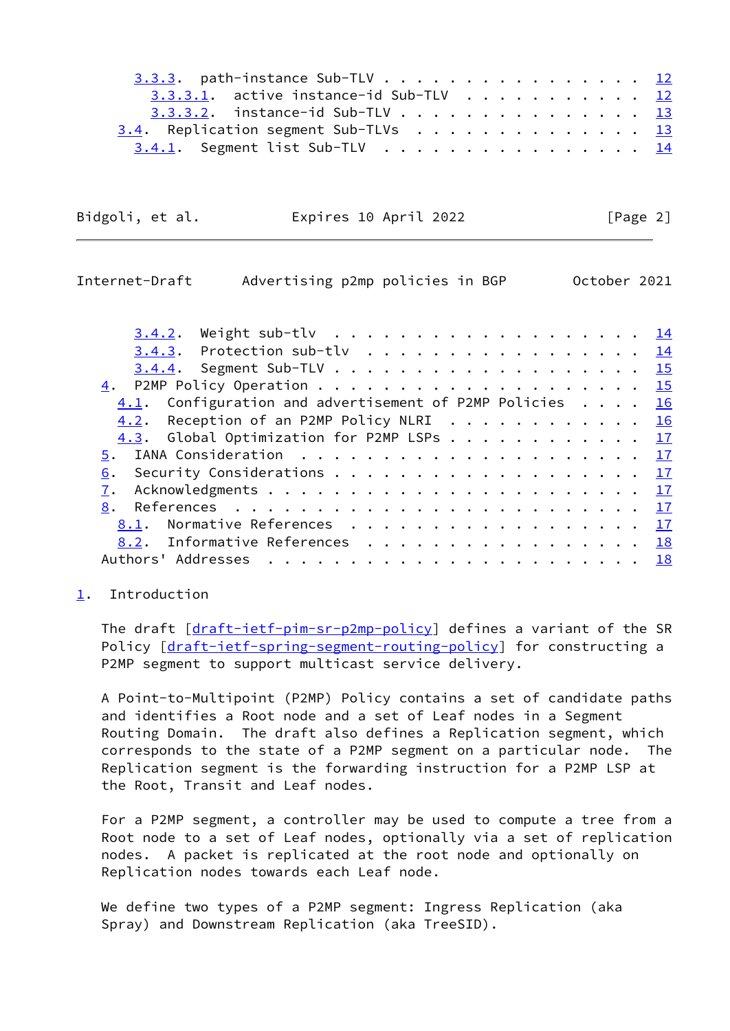3.3.3. path-instance Sub-TLV . . . . . . . . . . . . . . . . 12
3.3.3.1. active instance-id Sub-TLV . . . . . . . . . . . 12
3.3.3.2. instance-id Sub-TLV . . . . . . . . . . . . . . 13
3.4. Replication segment Sub-TLVs . . . . . . . . . . . . . . 13
3.4.1. Segment list Sub-TLV . . . . . . . . . . . . . . . . 14
3.4.2. Weight sub-tlv . . . . . . . . . . . . . . . . . . . 14
3.4.3. Protection sub-tlv . . . . . . . . . . . . . . . . . 14
3.4.4. Segment Sub-TLV . . . . . . . . . . . . . . . . . . . 15
4. P2MP Policy Operation . . . . . . . . . . . . . . . . . . . 15
4.1. Configuration and advertisement of P2MP Policies . . . . 16
4.2. Reception of an P2MP Policy NLRI . . . . . . . . . . . . 16
4.3. Global Optimization for P2MP LSPs . . . . . . . . . . . . 17
5. IANA Consideration . . . . . . . . . . . . . . . . . . . . . 17
6. Security Considerations . . . . . . . . . . . . . . . . . . 17
7. Acknowledgments . . . . . . . . . . . . . . . . . . . . . . 17
8. References . . . . . . . . . . . . . . . . . . . . . . . . 17
8.1. Normative References . . . . . . . . . . . . . . . . . . 17
8.2. Informative References . . . . . . . . . . . . . . . . . 18
Authors' Addresses . . . . . . . . . . . . . . . . . . . . . . . 18

## 1. Introduction

The draft [draft-ietf-pim-sr-p2mp-policy] defines a variant of the SR Policy [draft-ietf-spring-segment-routing-policy] for constructing a P2MP segment to support multicast service delivery.

A Point-to-Multipoint (P2MP) Policy contains a set of candidate paths and identifies a Root node and a set of Leaf nodes in a Segment Routing Domain. The draft also defines a Replication segment, which corresponds to the state of a P2MP segment on a particular node. The Replication segment is the forwarding instruction for a P2MP LSP at the Root, Transit and Leaf nodes.

For a P2MP segment, a controller may be used to compute a tree from a Root node to a set of Leaf nodes, optionally via a set of replication nodes. A packet is replicated at the root node and optionally on Replication nodes towards each Leaf node.

We define two types of a P2MP segment: Ingress Replication (aka Spray) and Downstream Replication (aka TreeSID).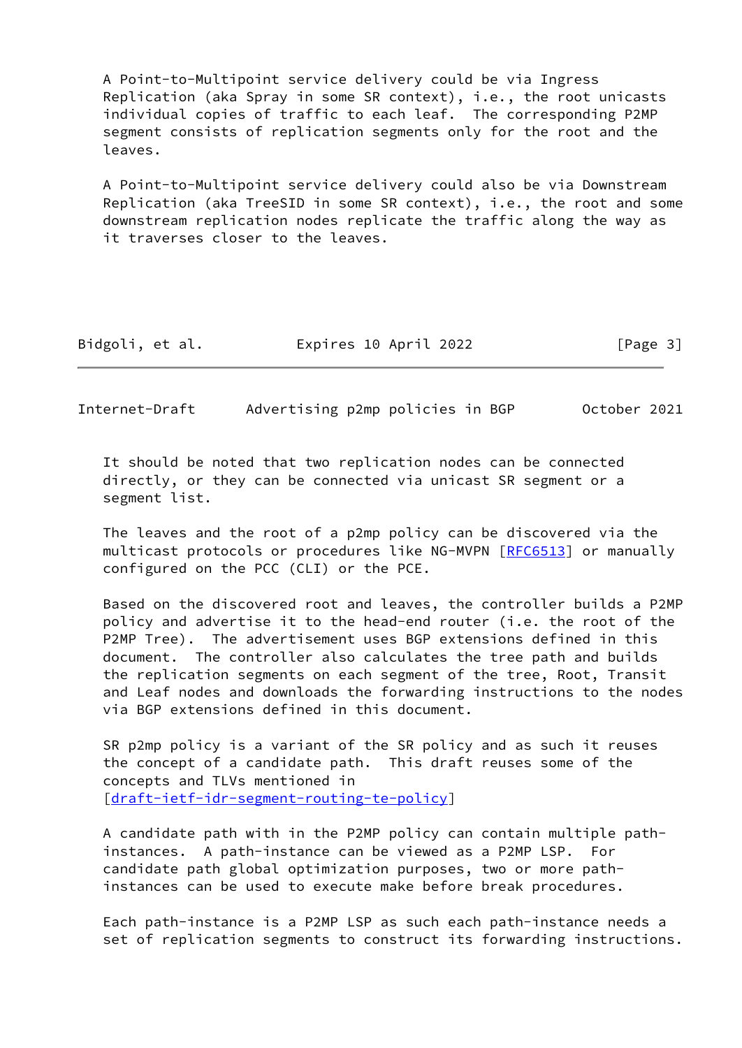A Point-to-Multipoint service delivery could be via Ingress Replication (aka Spray in some SR context), i.e., the root unicasts individual copies of traffic to each leaf. The corresponding P2MP segment consists of replication segments only for the root and the leaves.

A Point-to-Multipoint service delivery could also be via Downstream Replication (aka TreeSID in some SR context), i.e., the root and some downstream replication nodes replicate the traffic along the way as it traverses closer to the leaves.

It should be noted that two replication nodes can be connected directly, or they can be connected via unicast SR segment or a segment list.

The leaves and the root of a p2mp policy can be discovered via the multicast protocols or procedures like NG-MVPN [RFC6513] or manually configured on the PCC (CLI) or the PCE.

Based on the discovered root and leaves, the controller builds a P2MP policy and advertise it to the head-end router (i.e. the root of the P2MP Tree). The advertisement uses BGP extensions defined in this document. The controller also calculates the tree path and builds the replication segments on each segment of the tree, Root, Transit and Leaf nodes and downloads the forwarding instructions to the nodes via BGP extensions defined in this document.

SR p2mp policy is a variant of the SR policy and as such it reuses the concept of a candidate path. This draft reuses some of the concepts and TLVs mentioned in [draft-ietf-idr-segment-routing-te-policy]

A candidate path with in the P2MP policy can contain multiple path-instances. A path-instance can be viewed as a P2MP LSP. For candidate path global optimization purposes, two or more path-instances can be used to execute make before break procedures.

Each path-instance is a P2MP LSP as such each path-instance needs a set of replication segments to construct its forwarding instructions.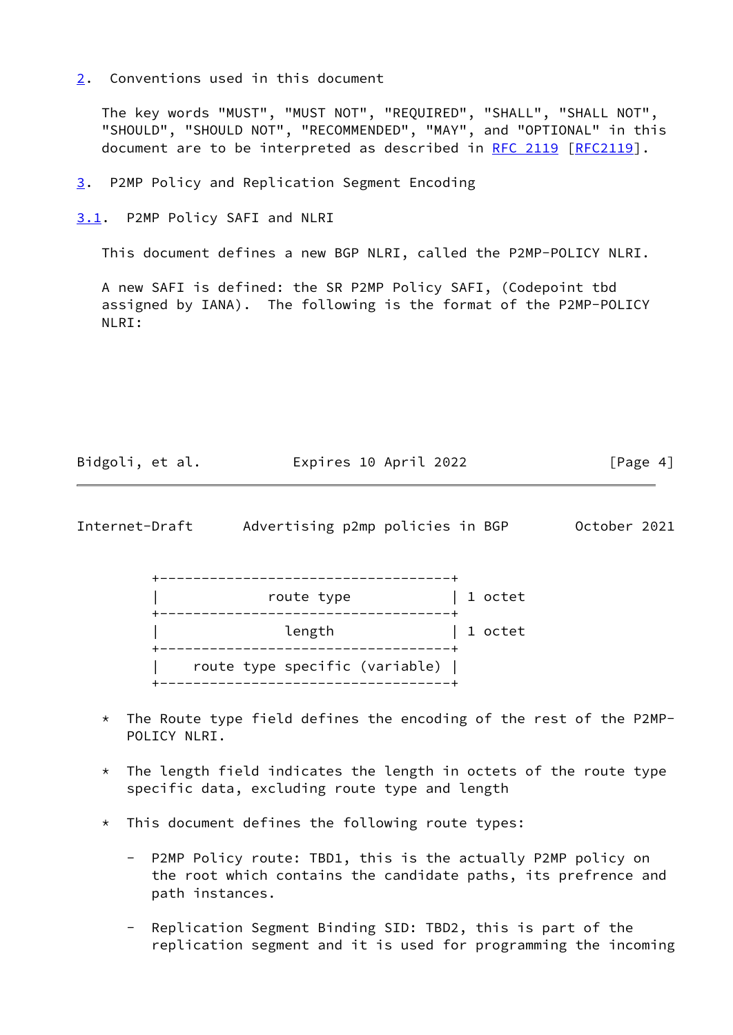## 2. Conventions used in this document

The key words "MUST", "MUST NOT", "REQUIRED", "SHALL", "SHALL NOT", "SHOULD", "SHOULD NOT", "RECOMMENDED", "MAY", and "OPTIONAL" in this document are to be interpreted as described in RFC 2119 [RFC2119].

## 3. P2MP Policy and Replication Segment Encoding

### 3.1. P2MP Policy SAFI and NLRI

This document defines a new BGP NLRI, called the P2MP-POLICY NLRI.

A new SAFI is defined: the SR P2MP Policy SAFI, (Codepoint tbd assigned by IANA). The following is the format of the P2MP-POLICY NLRI:

```
+-----------------------------------+
|            route type             | 1 octet
+-----------------------------------+
|              length               | 1 octet
+-----------------------------------+
|   route type specific (variable)  |
+-----------------------------------+
```

* The Route type field defines the encoding of the rest of the P2MP-POLICY NLRI.

* The length field indicates the length in octets of the route type specific data, excluding route type and length

* This document defines the following route types:

  - P2MP Policy route: TBD1, this is the actually P2MP policy on the root which contains the candidate paths, its prefrence and path instances.

  - Replication Segment Binding SID: TBD2, this is part of the replication segment and it is used for programming the incoming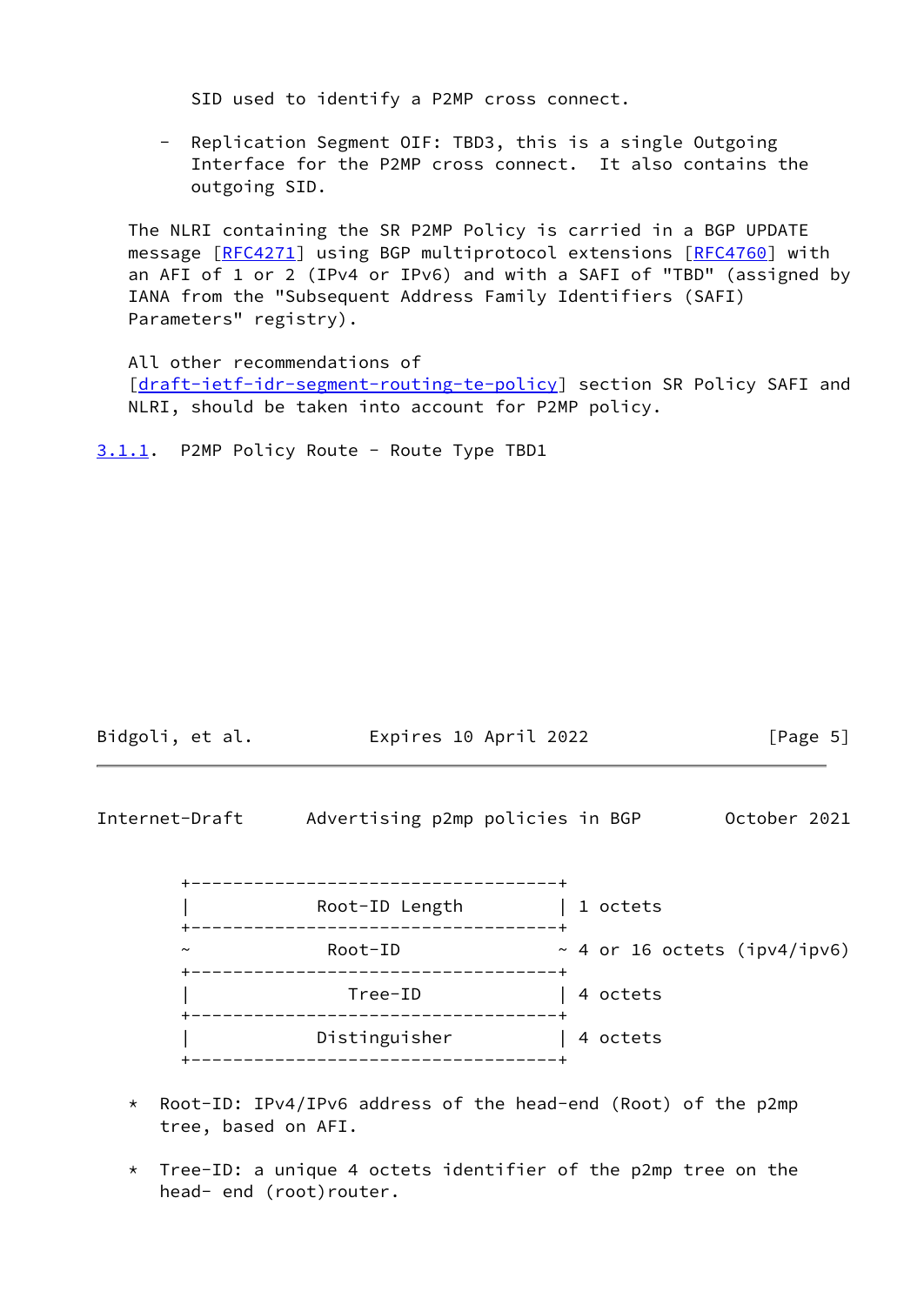SID used to identify a P2MP cross connect.

- Replication Segment OIF: TBD3, this is a single Outgoing Interface for the P2MP cross connect. It also contains the outgoing SID.

The NLRI containing the SR P2MP Policy is carried in a BGP UPDATE message [RFC4271] using BGP multiprotocol extensions [RFC4760] with an AFI of 1 or 2 (IPv4 or IPv6) and with a SAFI of "TBD" (assigned by IANA from the "Subsequent Address Family Identifiers (SAFI) Parameters" registry).

All other recommendations of [draft-ietf-idr-segment-routing-te-policy] section SR Policy SAFI and NLRI, should be taken into account for P2MP policy.

#### 3.1.1. P2MP Policy Route - Route Type TBD1

```
+-----------------------------------+
|           Root-ID Length          | 1 octets
+-----------------------------------+
~              Root-ID              ~ 4 or 16 octets (ipv4/ipv6)
+-----------------------------------+
|              Tree-ID              | 4 octets
+-----------------------------------+
|           Distinguisher           | 4 octets
+-----------------------------------+
```

* Root-ID: IPv4/IPv6 address of the head-end (Root) of the p2mp tree, based on AFI.

* Tree-ID: a unique 4 octets identifier of the p2mp tree on the head- end (root)router.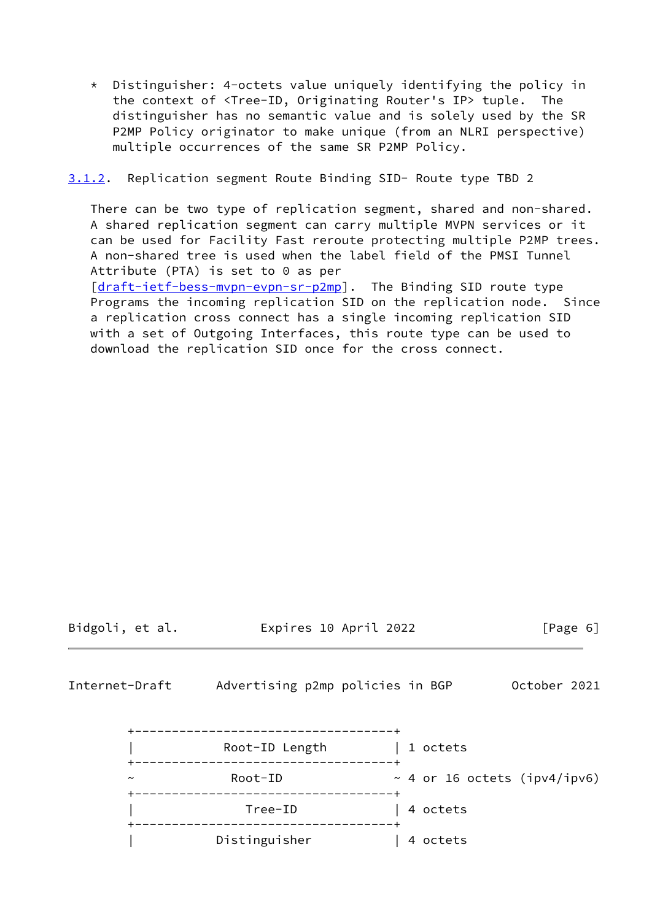* Distinguisher: 4-octets value uniquely identifying the policy in the context of <Tree-ID, Originating Router's IP> tuple. The distinguisher has no semantic value and is solely used by the SR P2MP Policy originator to make unique (from an NLRI perspective) multiple occurrences of the same SR P2MP Policy.

### 3.1.2. Replication segment Route Binding SID- Route type TBD 2

There can be two type of replication segment, shared and non-shared. A shared replication segment can carry multiple MVPN services or it can be used for Facility Fast reroute protecting multiple P2MP trees. A non-shared tree is used when the label field of the PMSI Tunnel Attribute (PTA) is set to 0 as per [draft-ietf-bess-mvpn-evpn-sr-p2mp]. The Binding SID route type Programs the incoming replication SID on the replication node. Since a replication cross connect has a single incoming replication SID with a set of Outgoing Interfaces, this route type can be used to download the replication SID once for the cross connect.

```
+-----------------------------------+
|           Root-ID Length          | 1 octets
+-----------------------------------+
~            Root-ID                ~ 4 or 16 octets (ipv4/ipv6)
+-----------------------------------+
|              Tree-ID              | 4 octets
+-----------------------------------+
|           Distinguisher           | 4 octets
```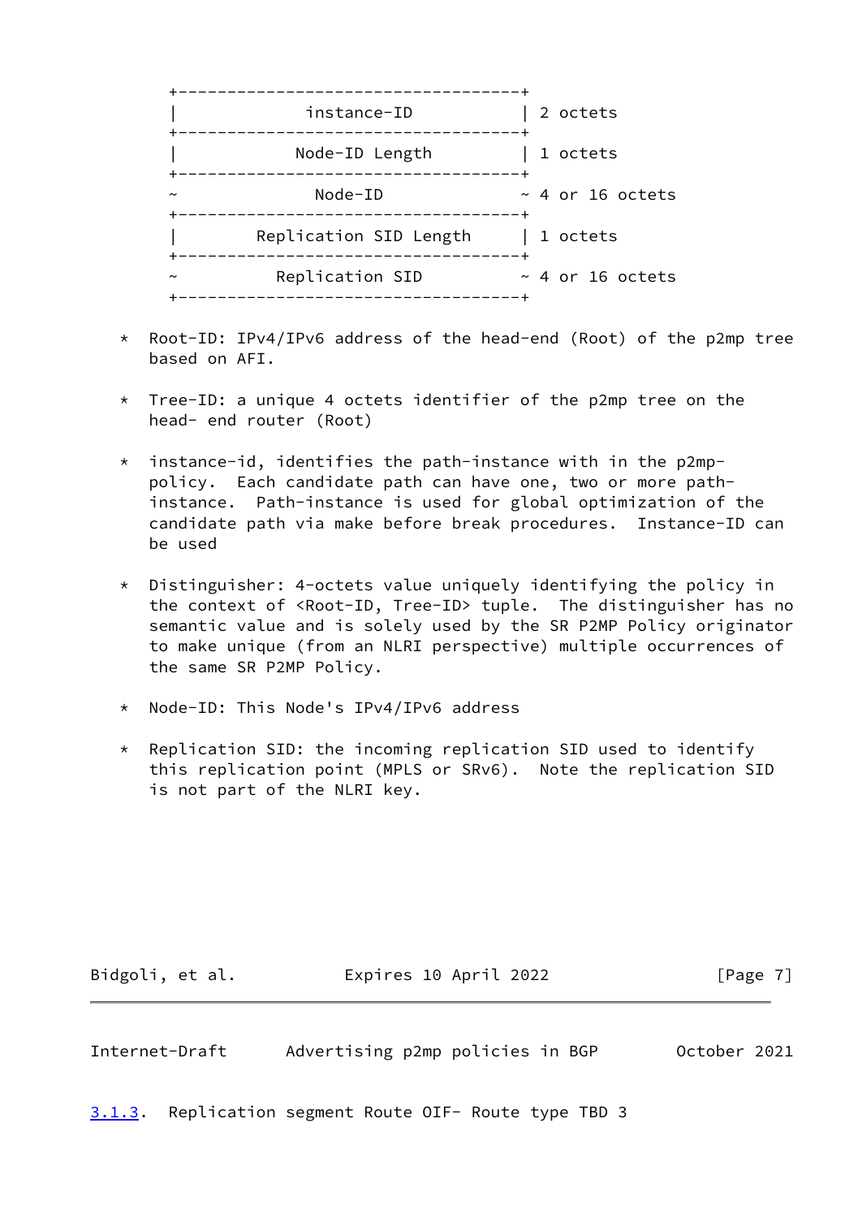```
     +-----------------------------------+
     |            instance-ID            | 2 octets
     +-----------------------------------+
     |           Node-ID Length          | 1 octets
     +-----------------------------------+
     ~              Node-ID              ~ 4 or 16 octets
     +-----------------------------------+
     |       Replication SID Length      | 1 octets
     +-----------------------------------+
     ~          Replication SID          ~ 4 or 16 octets
     +-----------------------------------+
```

* Root-ID: IPv4/IPv6 address of the head-end (Root) of the p2mp tree based on AFI.

* Tree-ID: a unique 4 octets identifier of the p2mp tree on the head- end router (Root)

* instance-id, identifies the path-instance with in the p2mp-policy. Each candidate path can have one, two or more path-instance. Path-instance is used for global optimization of the candidate path via make before break procedures. Instance-ID can be used

* Distinguisher: 4-octets value uniquely identifying the policy in the context of <Root-ID, Tree-ID> tuple. The distinguisher has no semantic value and is solely used by the SR P2MP Policy originator to make unique (from an NLRI perspective) multiple occurrences of the same SR P2MP Policy.

* Node-ID: This Node's IPv4/IPv6 address

* Replication SID: the incoming replication SID used to identify this replication point (MPLS or SRv6). Note the replication SID is not part of the NLRI key.

### 3.1.3. Replication segment Route OIF- Route type TBD 3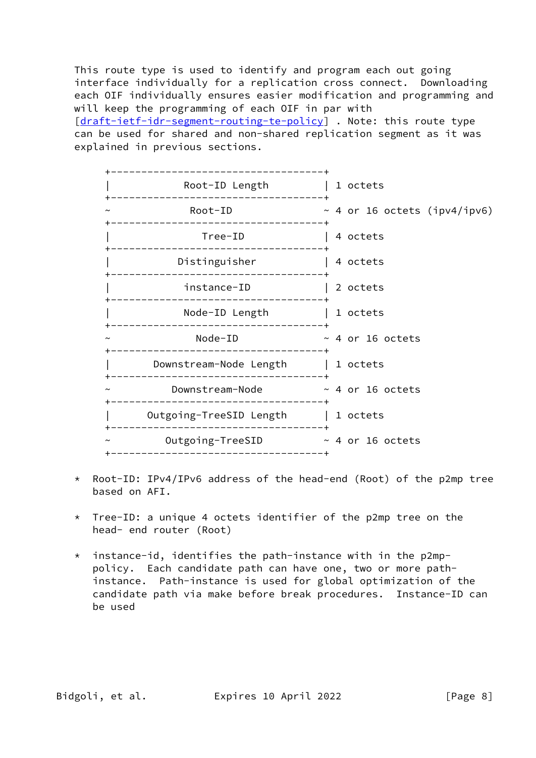This route type is used to identify and program each out going interface individually for a replication cross connect.  Downloading each OIF individually ensures easier modification and programming and will keep the programming of each OIF in par with [draft-ietf-idr-segment-routing-te-policy] . Note: this route type can be used for shared and non-shared replication segment as it was explained in previous sections.

```
     +-----------------------------------+
     |           Root-ID Length          | 1 octets
     +-----------------------------------+
     ~            Root-ID                ~ 4 or 16 octets (ipv4/ipv6)
     +-----------------------------------+
     |              Tree-ID              | 4 octets
     +-----------------------------------+
     |           Distinguisher           | 4 octets
     +-----------------------------------+
     |           instance-ID             | 2 octets
     +-----------------------------------+
     |           Node-ID Length          | 1 octets
     +-----------------------------------+
     ~             Node-ID               ~ 4 or 16 octets
     +-----------------------------------+
     |       Downstream-Node Length      | 1 octets
     +-----------------------------------+
     ~          Downstream-Node          ~ 4 or 16 octets
     +-----------------------------------+
     |      Outgoing-TreeSID Length      | 1 octets
     +-----------------------------------+
     ~         Outgoing-TreeSID          ~ 4 or 16 octets
     +-----------------------------------+
```

* Root-ID: IPv4/IPv6 address of the head-end (Root) of the p2mp tree based on AFI.

* Tree-ID: a unique 4 octets identifier of the p2mp tree on the head- end router (Root)

* instance-id, identifies the path-instance with in the p2mp-policy.  Each candidate path can have one, two or more path-instance.  Path-instance is used for global optimization of the candidate path via make before break procedures.  Instance-ID can be used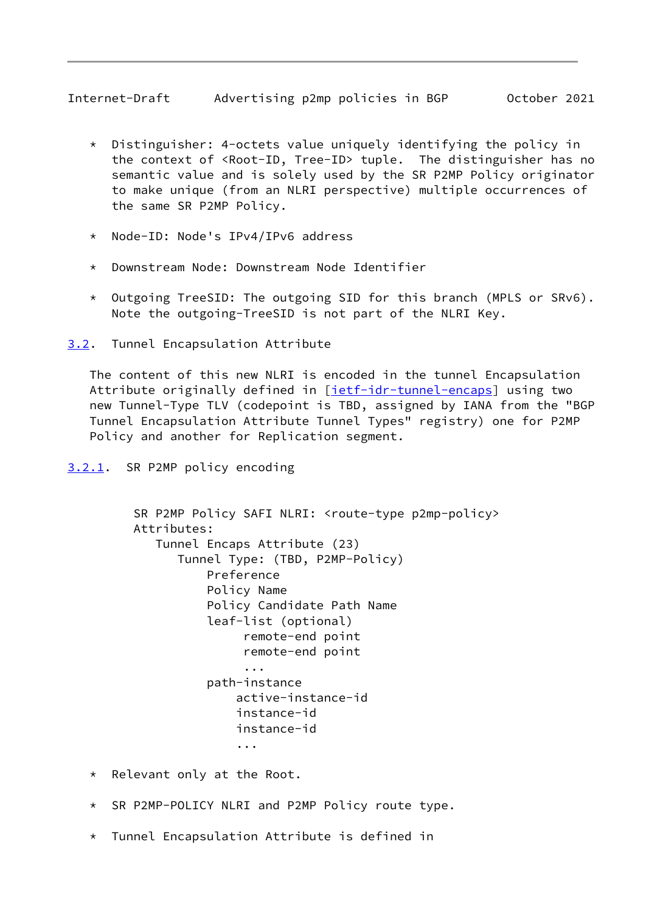* Distinguisher: 4-octets value uniquely identifying the policy in the context of <Root-ID, Tree-ID> tuple.  The distinguisher has no semantic value and is solely used by the SR P2MP Policy originator to make unique (from an NLRI perspective) multiple occurrences of the same SR P2MP Policy.

* Node-ID: Node's IPv4/IPv6 address

* Downstream Node: Downstream Node Identifier

* Outgoing TreeSID: The outgoing SID for this branch (MPLS or SRv6). Note the outgoing-TreeSID is not part of the NLRI Key.

### 3.2. Tunnel Encapsulation Attribute

The content of this new NLRI is encoded in the tunnel Encapsulation Attribute originally defined in [ietf-idr-tunnel-encaps] using two new Tunnel-Type TLV (codepoint is TBD, assigned by IANA from the "BGP Tunnel Encapsulation Attribute Tunnel Types" registry) one for P2MP Policy and another for Replication segment.

#### 3.2.1. SR P2MP policy encoding

```
SR P2MP Policy SAFI NLRI: <route-type p2mp-policy>
Attributes:
   Tunnel Encaps Attribute (23)
      Tunnel Type: (TBD, P2MP-Policy)
          Preference
          Policy Name
          Policy Candidate Path Name
          leaf-list (optional)
               remote-end point
               remote-end point
               ...
          path-instance
              active-instance-id
              instance-id
              instance-id
              ...
```

* Relevant only at the Root.

* SR P2MP-POLICY NLRI and P2MP Policy route type.

* Tunnel Encapsulation Attribute is defined in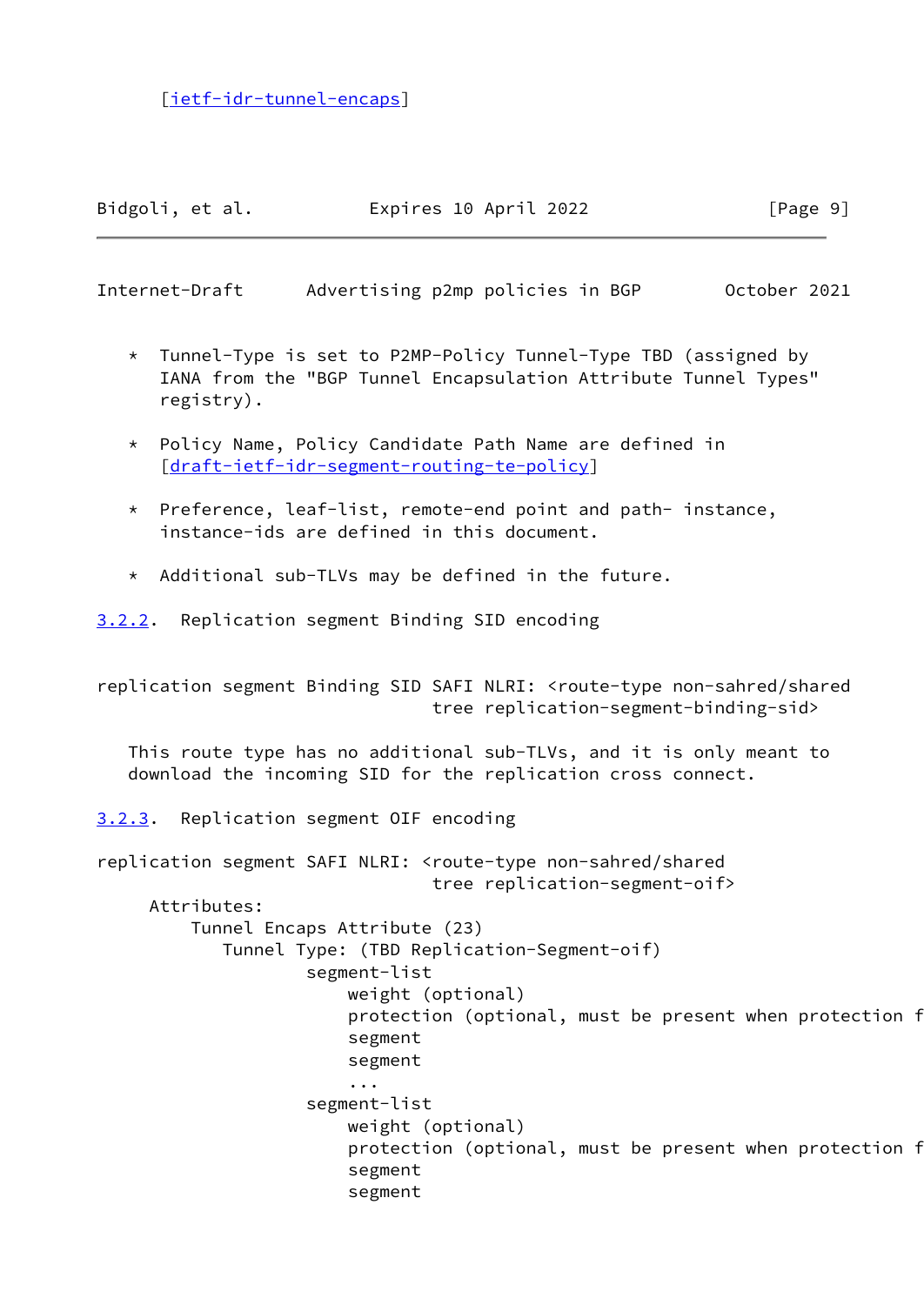[ietf-idr-tunnel-encaps]

* Tunnel-Type is set to P2MP-Policy Tunnel-Type TBD (assigned by IANA from the "BGP Tunnel Encapsulation Attribute Tunnel Types" registry).

* Policy Name, Policy Candidate Path Name are defined in [draft-ietf-idr-segment-routing-te-policy]

* Preference, leaf-list, remote-end point and path- instance, instance-ids are defined in this document.

* Additional sub-TLVs may be defined in the future.

### 3.2.2. Replication segment Binding SID encoding

```
replication segment Binding SID SAFI NLRI: <route-type non-sahred/shared
                                tree replication-segment-binding-sid>
```

This route type has no additional sub-TLVs, and it is only meant to download the incoming SID for the replication cross connect.

### 3.2.3. Replication segment OIF encoding

```
replication segment SAFI NLRI: <route-type non-sahred/shared
                                tree replication-segment-oif>
     Attributes:
         Tunnel Encaps Attribute (23)
            Tunnel Type: (TBD Replication-Segment-oif)
                    segment-list
                        weight (optional)
                        protection (optional, must be present when protection f
                        segment
                        segment
                        ...
                    segment-list
                        weight (optional)
                        protection (optional, must be present when protection f
                        segment
                        segment
```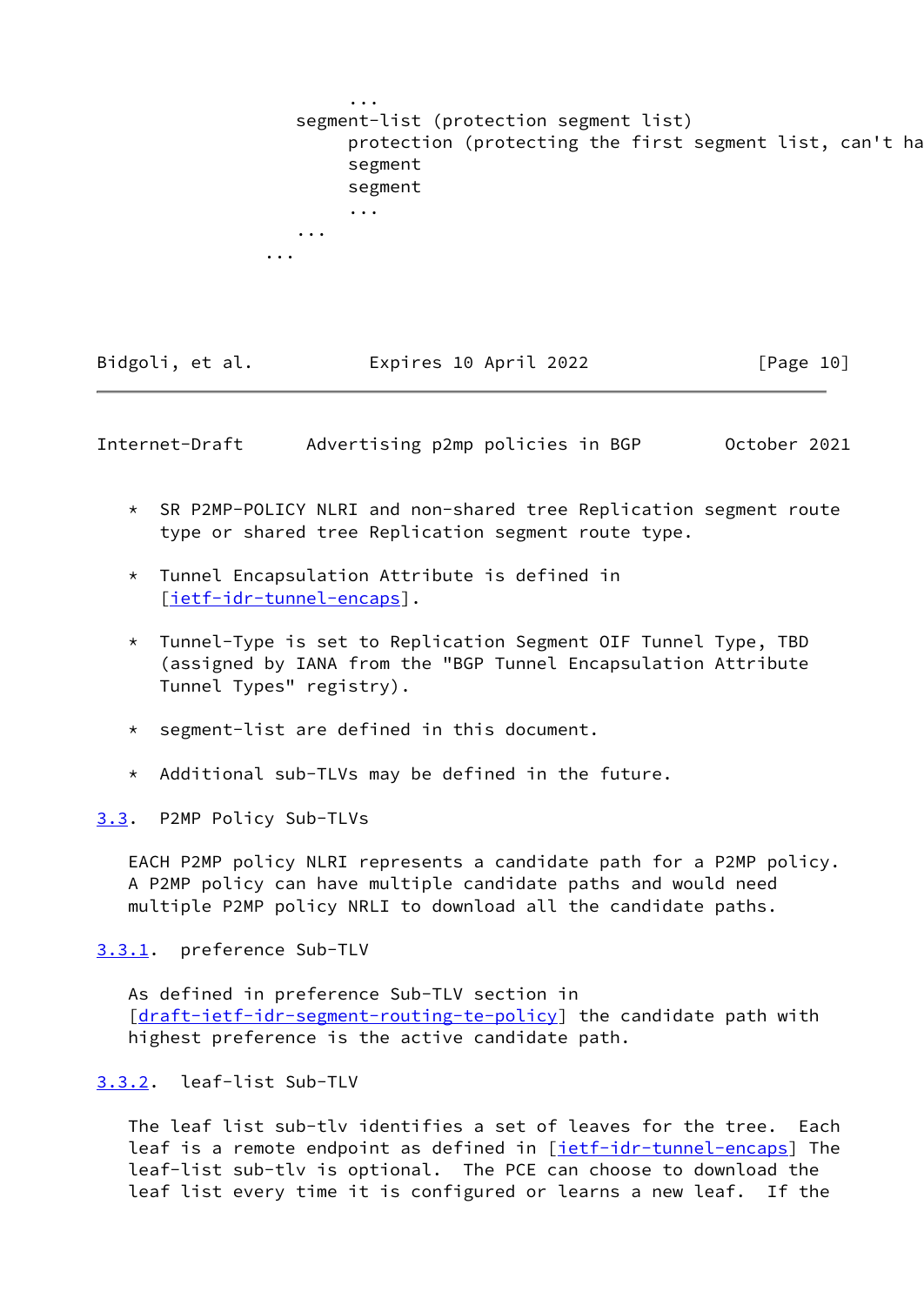```
                ...
        segment-list (protection segment list)
            protection (protecting the first segment list, can't ha
            segment
            segment
            ...
        ...
    ...
```

* SR P2MP-POLICY NLRI and non-shared tree Replication segment route type or shared tree Replication segment route type.

* Tunnel Encapsulation Attribute is defined in [ietf-idr-tunnel-encaps].

* Tunnel-Type is set to Replication Segment OIF Tunnel Type, TBD (assigned by IANA from the "BGP Tunnel Encapsulation Attribute Tunnel Types" registry).

* segment-list are defined in this document.

* Additional sub-TLVs may be defined in the future.

### 3.3. P2MP Policy Sub-TLVs

EACH P2MP policy NLRI represents a candidate path for a P2MP policy. A P2MP policy can have multiple candidate paths and would need multiple P2MP policy NRLI to download all the candidate paths.

#### 3.3.1. preference Sub-TLV

As defined in preference Sub-TLV section in [draft-ietf-idr-segment-routing-te-policy] the candidate path with highest preference is the active candidate path.

#### 3.3.2. leaf-list Sub-TLV

The leaf list sub-tlv identifies a set of leaves for the tree. Each leaf is a remote endpoint as defined in [ietf-idr-tunnel-encaps] The leaf-list sub-tlv is optional. The PCE can choose to download the leaf list every time it is configured or learns a new leaf. If the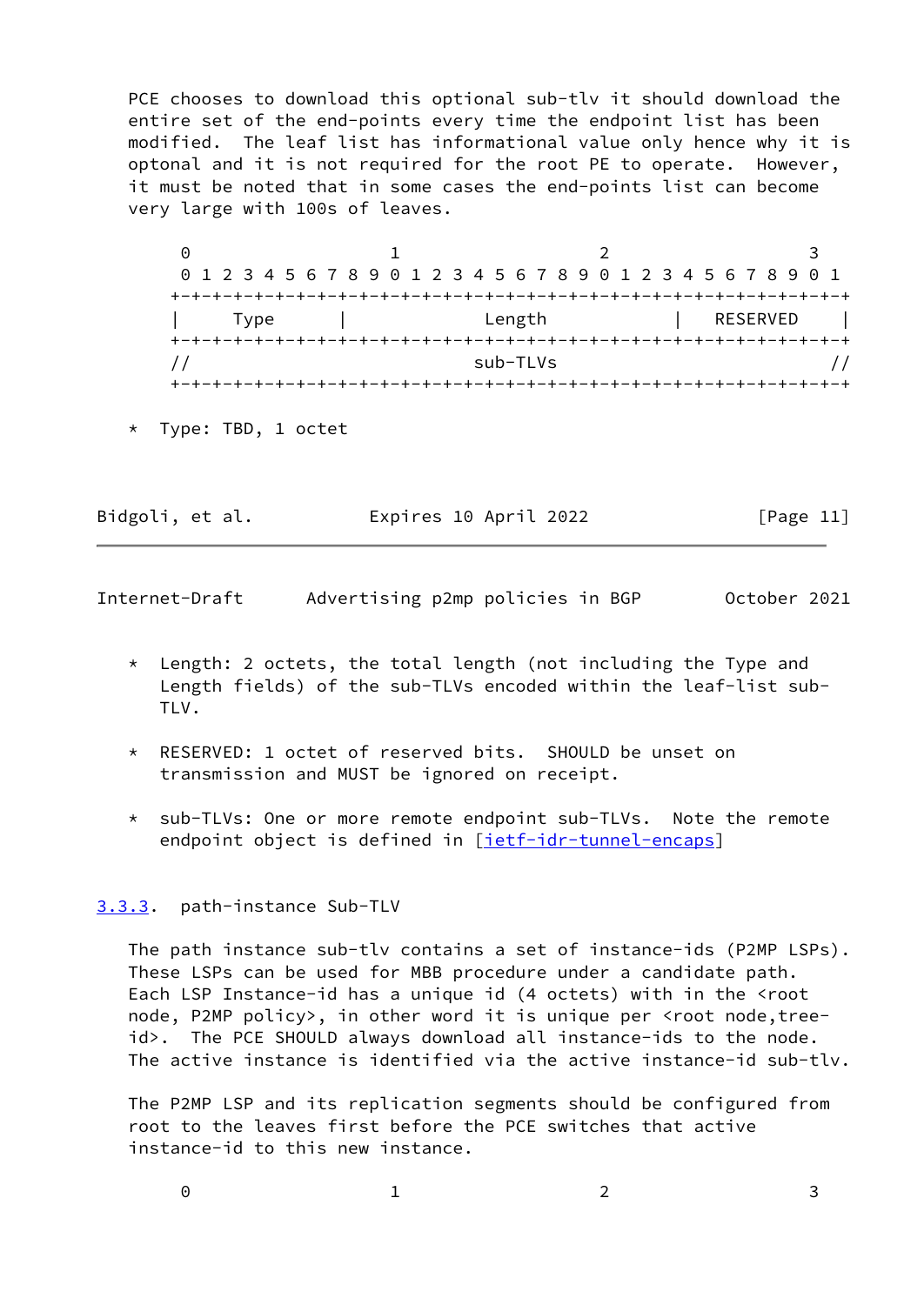PCE chooses to download this optional sub-tlv it should download the entire set of the end-points every time the endpoint list has been modified. The leaf list has informational value only hence why it is optonal and it is not required for the root PE to operate. However, it must be noted that in some cases the end-points list can become very large with 100s of leaves.

```
 0                   1                   2                   3
 0 1 2 3 4 5 6 7 8 9 0 1 2 3 4 5 6 7 8 9 0 1 2 3 4 5 6 7 8 9 0 1
+-+-+-+-+-+-+-+-+-+-+-+-+-+-+-+-+-+-+-+-+-+-+-+-+-+-+-+-+-+-+-+-+
|     Type      |               Length          |   RESERVED    |
+-+-+-+-+-+-+-+-+-+-+-+-+-+-+-+-+-+-+-+-+-+-+-+-+-+-+-+-+-+-+-+-+
//                            sub-TLVs                         //
+-+-+-+-+-+-+-+-+-+-+-+-+-+-+-+-+-+-+-+-+-+-+-+-+-+-+-+-+-+-+-+-+
```

* Type: TBD, 1 octet

* Length: 2 octets, the total length (not including the Type and Length fields) of the sub-TLVs encoded within the leaf-list sub-TLV.

* RESERVED: 1 octet of reserved bits. SHOULD be unset on transmission and MUST be ignored on receipt.

* sub-TLVs: One or more remote endpoint sub-TLVs. Note the remote endpoint object is defined in [ietf-idr-tunnel-encaps]

### 3.3.3. path-instance Sub-TLV

The path instance sub-tlv contains a set of instance-ids (P2MP LSPs). These LSPs can be used for MBB procedure under a candidate path. Each LSP Instance-id has a unique id (4 octets) with in the <root node, P2MP policy>, in other word it is unique per <root node,tree-id>. The PCE SHOULD always download all instance-ids to the node. The active instance is identified via the active instance-id sub-tlv.

The P2MP LSP and its replication segments should be configured from root to the leaves first before the PCE switches that active instance-id to this new instance.

```
 0                   1                   2                   3
```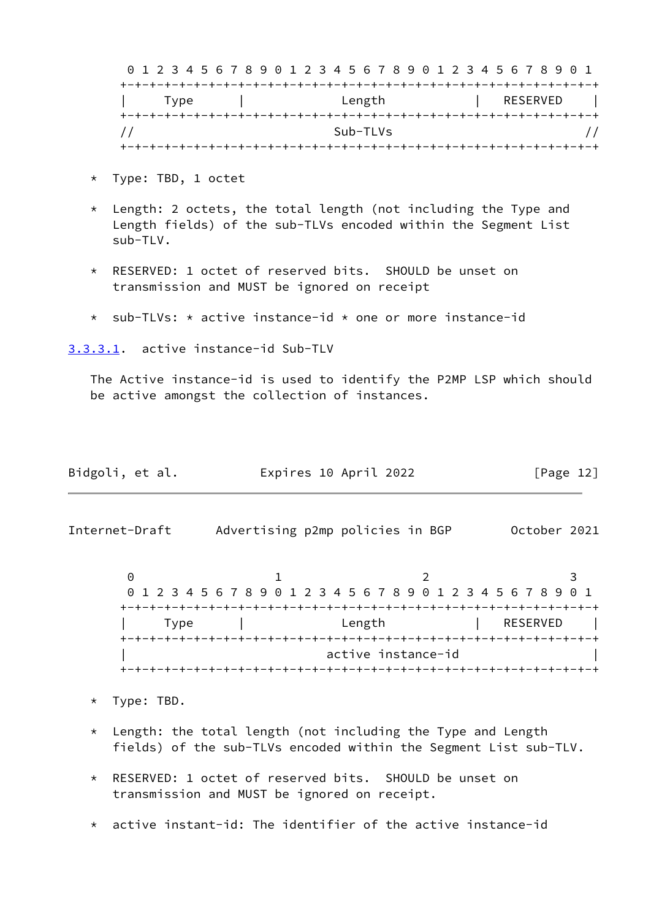```
 0 1 2 3 4 5 6 7 8 9 0 1 2 3 4 5 6 7 8 9 0 1 2 3 4 5 6 7 8 9 0 1
+-+-+-+-+-+-+-+-+-+-+-+-+-+-+-+-+-+-+-+-+-+-+-+-+-+-+-+-+-+-+-+-+
|     Type      |             Length            |   RESERVED    |
+-+-+-+-+-+-+-+-+-+-+-+-+-+-+-+-+-+-+-+-+-+-+-+-+-+-+-+-+-+-+-+-+
//                            Sub-TLVs                         //
+-+-+-+-+-+-+-+-+-+-+-+-+-+-+-+-+-+-+-+-+-+-+-+-+-+-+-+-+-+-+-+-+
```

* Type: TBD, 1 octet

* Length: 2 octets, the total length (not including the Type and Length fields) of the sub-TLVs encoded within the Segment List sub-TLV.

* RESERVED: 1 octet of reserved bits. SHOULD be unset on transmission and MUST be ignored on receipt

* sub-TLVs: * active instance-id * one or more instance-id

#### 3.3.3.1. active instance-id Sub-TLV

The Active instance-id is used to identify the P2MP LSP which should be active amongst the collection of instances.

```
 0                   1                   2                   3
 0 1 2 3 4 5 6 7 8 9 0 1 2 3 4 5 6 7 8 9 0 1 2 3 4 5 6 7 8 9 0 1
+-+-+-+-+-+-+-+-+-+-+-+-+-+-+-+-+-+-+-+-+-+-+-+-+-+-+-+-+-+-+-+-+
|     Type      |             Length            |   RESERVED    |
+-+-+-+-+-+-+-+-+-+-+-+-+-+-+-+-+-+-+-+-+-+-+-+-+-+-+-+-+-+-+-+-+
|                          active instance-id                   |
+-+-+-+-+-+-+-+-+-+-+-+-+-+-+-+-+-+-+-+-+-+-+-+-+-+-+-+-+-+-+-+-+
```

* Type: TBD.

* Length: the total length (not including the Type and Length fields) of the sub-TLVs encoded within the Segment List sub-TLV.

* RESERVED: 1 octet of reserved bits. SHOULD be unset on transmission and MUST be ignored on receipt.

* active instant-id: The identifier of the active instance-id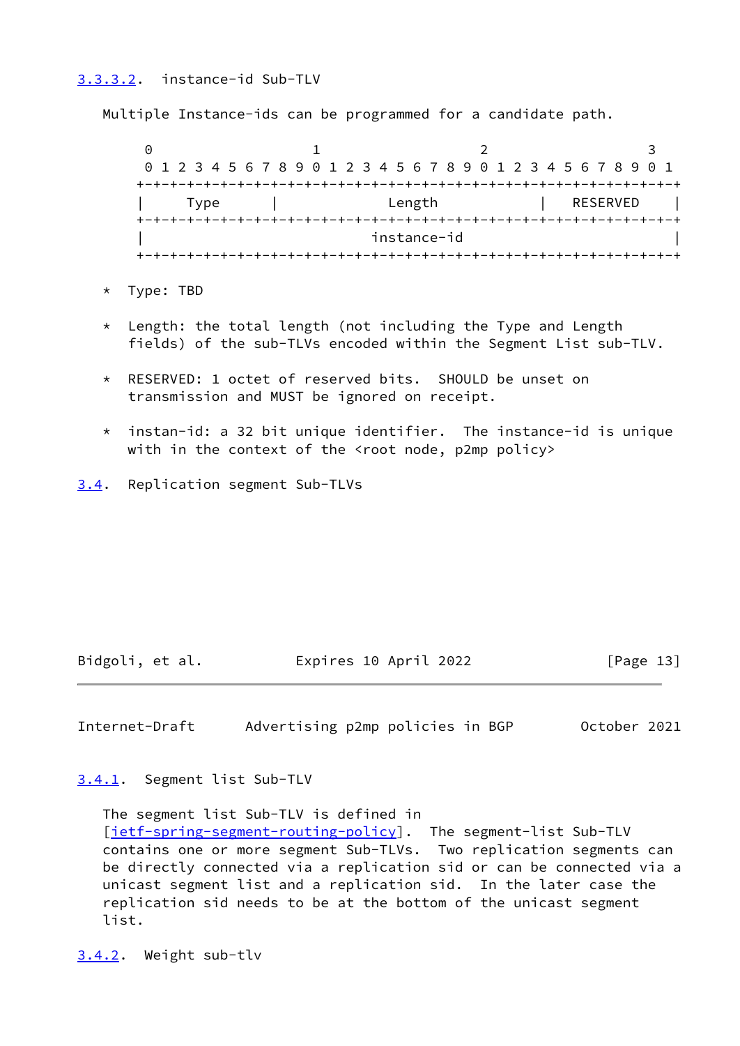### 3.3.3.2. instance-id Sub-TLV

Multiple Instance-ids can be programmed for a candidate path.

```
 0                   1                   2                   3
 0 1 2 3 4 5 6 7 8 9 0 1 2 3 4 5 6 7 8 9 0 1 2 3 4 5 6 7 8 9 0 1
+-+-+-+-+-+-+-+-+-+-+-+-+-+-+-+-+-+-+-+-+-+-+-+-+-+-+-+-+-+-+-+-+
|     Type      |               Length          |   RESERVED    |
+-+-+-+-+-+-+-+-+-+-+-+-+-+-+-+-+-+-+-+-+-+-+-+-+-+-+-+-+-+-+-+-+
|                          instance-id                          |
+-+-+-+-+-+-+-+-+-+-+-+-+-+-+-+-+-+-+-+-+-+-+-+-+-+-+-+-+-+-+-+-+
```

* Type: TBD

* Length: the total length (not including the Type and Length fields) of the sub-TLVs encoded within the Segment List sub-TLV.

* RESERVED: 1 octet of reserved bits. SHOULD be unset on transmission and MUST be ignored on receipt.

* instan-id: a 32 bit unique identifier. The instance-id is unique with in the context of the <root node, p2mp policy>

## 3.4. Replication segment Sub-TLVs

### 3.4.1. Segment list Sub-TLV

The segment list Sub-TLV is defined in [ietf-spring-segment-routing-policy]. The segment-list Sub-TLV contains one or more segment Sub-TLVs. Two replication segments can be directly connected via a replication sid or can be connected via a unicast segment list and a replication sid. In the later case the replication sid needs to be at the bottom of the unicast segment list.

### 3.4.2. Weight sub-tlv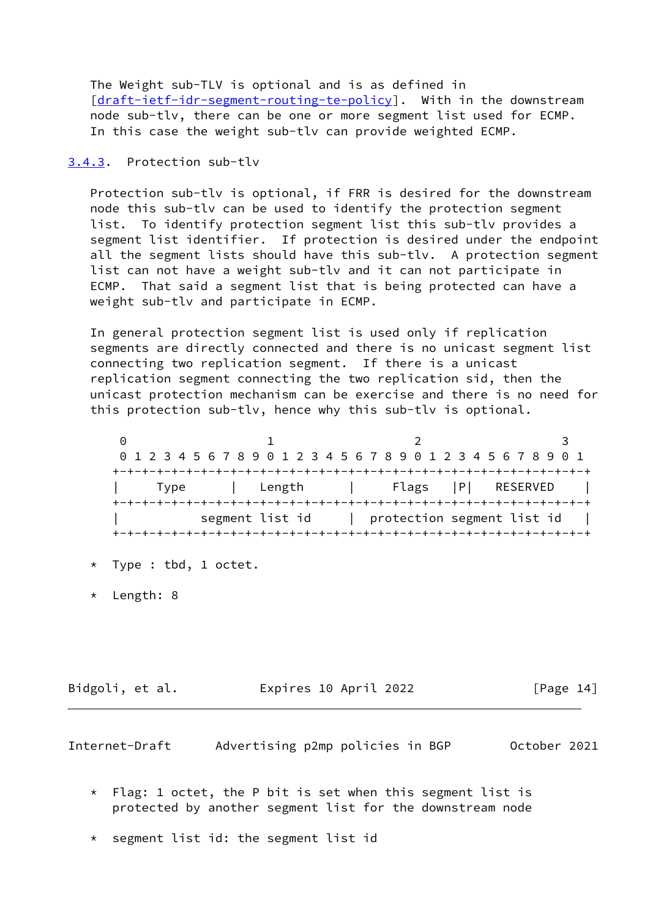The Weight sub-TLV is optional and is as defined in [draft-ietf-idr-segment-routing-te-policy]. With in the downstream node sub-tlv, there can be one or more segment list used for ECMP. In this case the weight sub-tlv can provide weighted ECMP.

### 3.4.3. Protection sub-tlv

Protection sub-tlv is optional, if FRR is desired for the downstream node this sub-tlv can be used to identify the protection segment list. To identify protection segment list this sub-tlv provides a segment list identifier. If protection is desired under the endpoint all the segment lists should have this sub-tlv. A protection segment list can not have a weight sub-tlv and it can not participate in ECMP. That said a segment list that is being protected can have a weight sub-tlv and participate in ECMP.

In general protection segment list is used only if replication segments are directly connected and there is no unicast segment list connecting two replication segment. If there is a unicast replication segment connecting the two replication sid, then the unicast protection mechanism can be exercise and there is no need for this protection sub-tlv, hence why this sub-tlv is optional.

```
 0                   1                   2                   3
 0 1 2 3 4 5 6 7 8 9 0 1 2 3 4 5 6 7 8 9 0 1 2 3 4 5 6 7 8 9 0 1
+-+-+-+-+-+-+-+-+-+-+-+-+-+-+-+-+-+-+-+-+-+-+-+-+-+-+-+-+-+-+-+-+
|     Type      |   Length      |     Flags   |P|   RESERVED    |
+-+-+-+-+-+-+-+-+-+-+-+-+-+-+-+-+-+-+-+-+-+-+-+-+-+-+-+-+-+-+-+-+
|          segment list id      |  protection segment list id   |
+-+-+-+-+-+-+-+-+-+-+-+-+-+-+-+-+-+-+-+-+-+-+-+-+-+-+-+-+-+-+-+-+
```

* Type : tbd, 1 octet.

* Length: 8

* Flag: 1 octet, the P bit is set when this segment list is protected by another segment list for the downstream node

* segment list id: the segment list id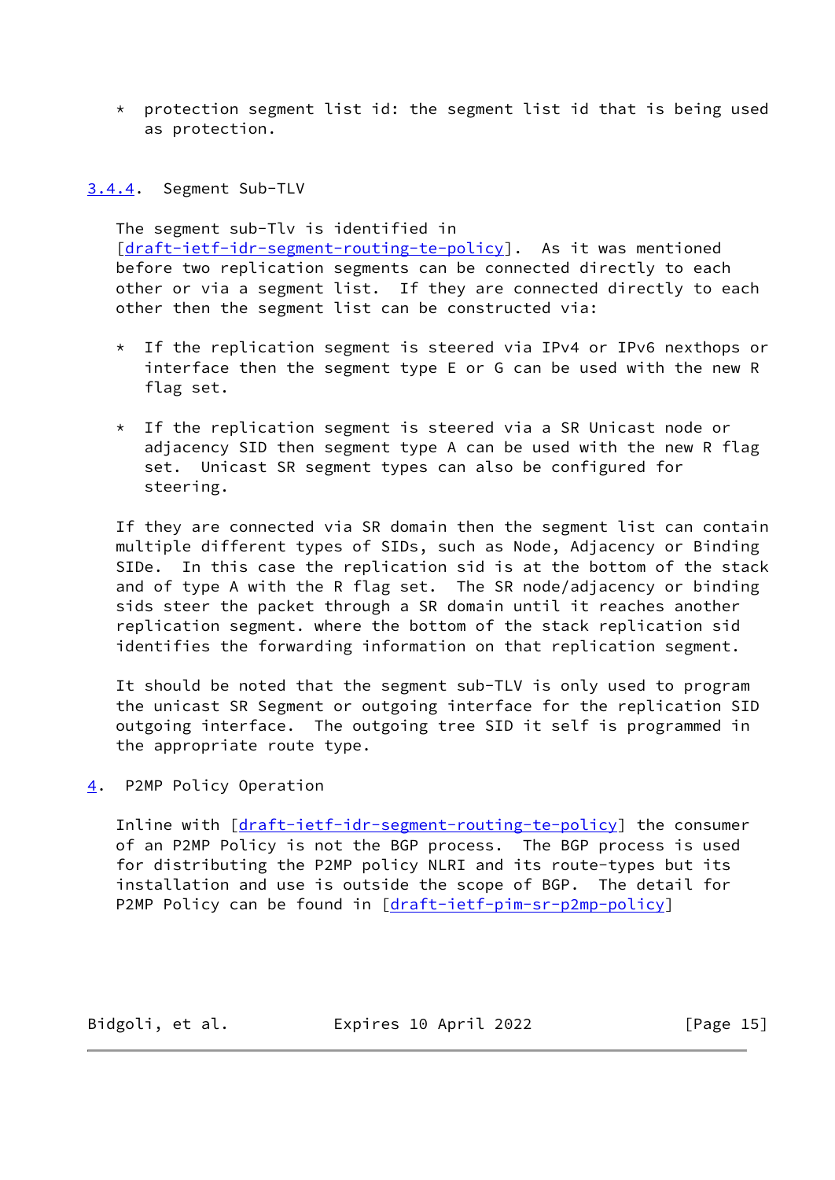* protection segment list id: the segment list id that is being used as protection.

### 3.4.4. Segment Sub-TLV

The segment sub-Tlv is identified in [draft-ietf-idr-segment-routing-te-policy]. As it was mentioned before two replication segments can be connected directly to each other or via a segment list. If they are connected directly to each other then the segment list can be constructed via:

* If the replication segment is steered via IPv4 or IPv6 nexthops or interface then the segment type E or G can be used with the new R flag set.

* If the replication segment is steered via a SR Unicast node or adjacency SID then segment type A can be used with the new R flag set. Unicast SR segment types can also be configured for steering.

If they are connected via SR domain then the segment list can contain multiple different types of SIDs, such as Node, Adjacency or Binding SIDe. In this case the replication sid is at the bottom of the stack and of type A with the R flag set. The SR node/adjacency or binding sids steer the packet through a SR domain until it reaches another replication segment. where the bottom of the stack replication sid identifies the forwarding information on that replication segment.

It should be noted that the segment sub-TLV is only used to program the unicast SR Segment or outgoing interface for the replication SID outgoing interface. The outgoing tree SID it self is programmed in the appropriate route type.

## 4. P2MP Policy Operation

Inline with [draft-ietf-idr-segment-routing-te-policy] the consumer of an P2MP Policy is not the BGP process. The BGP process is used for distributing the P2MP policy NLRI and its route-types but its installation and use is outside the scope of BGP. The detail for P2MP Policy can be found in [draft-ietf-pim-sr-p2mp-policy]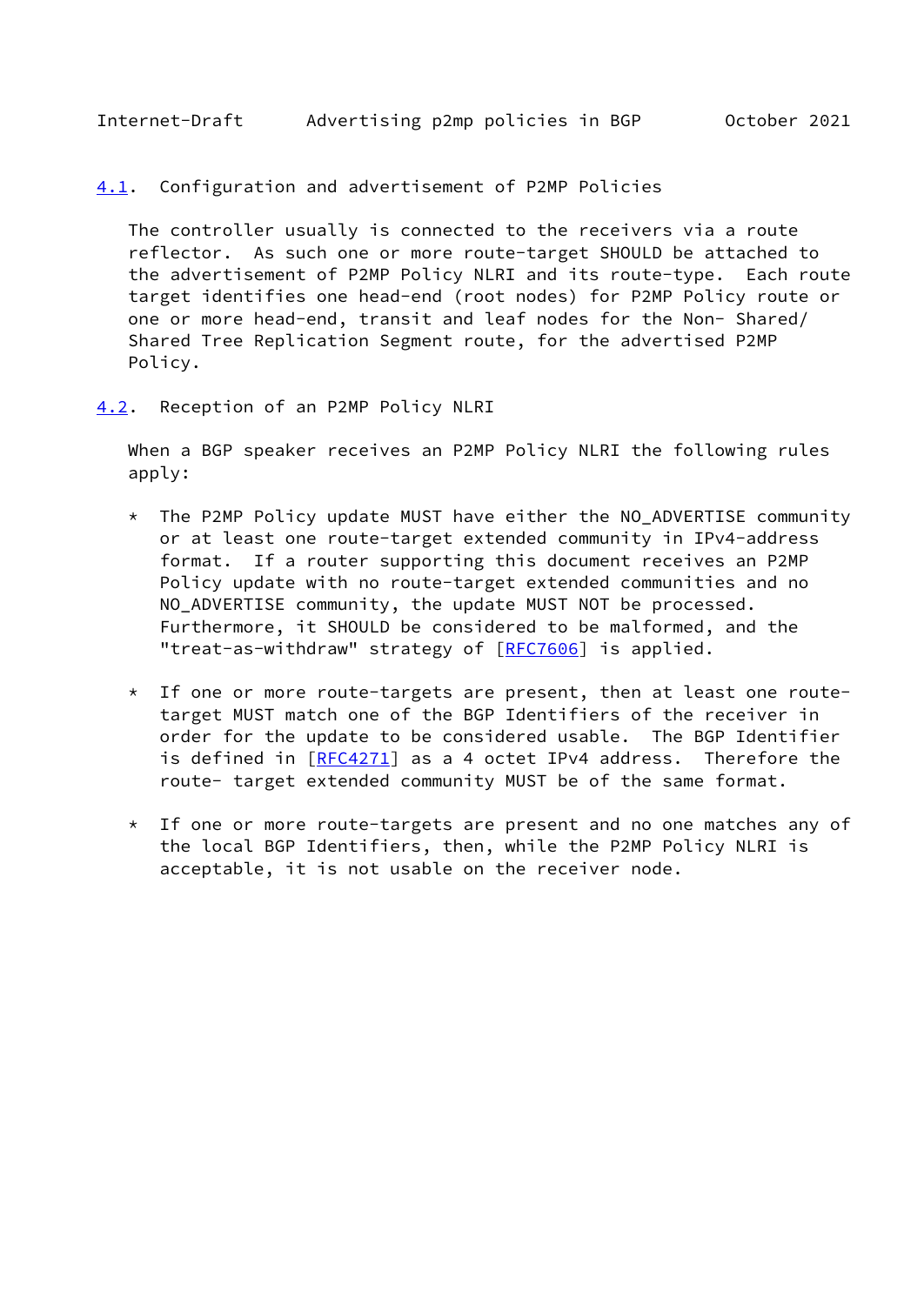### 4.1. Configuration and advertisement of P2MP Policies

The controller usually is connected to the receivers via a route reflector. As such one or more route-target SHOULD be attached to the advertisement of P2MP Policy NLRI and its route-type. Each route target identifies one head-end (root nodes) for P2MP Policy route or one or more head-end, transit and leaf nodes for the Non- Shared/ Shared Tree Replication Segment route, for the advertised P2MP Policy.

### 4.2. Reception of an P2MP Policy NLRI

When a BGP speaker receives an P2MP Policy NLRI the following rules apply:

* The P2MP Policy update MUST have either the NO_ADVERTISE community or at least one route-target extended community in IPv4-address format. If a router supporting this document receives an P2MP Policy update with no route-target extended communities and no NO_ADVERTISE community, the update MUST NOT be processed. Furthermore, it SHOULD be considered to be malformed, and the "treat-as-withdraw" strategy of [RFC7606] is applied.

* If one or more route-targets are present, then at least one route-target MUST match one of the BGP Identifiers of the receiver in order for the update to be considered usable. The BGP Identifier is defined in [RFC4271] as a 4 octet IPv4 address. Therefore the route- target extended community MUST be of the same format.

* If one or more route-targets are present and no one matches any of the local BGP Identifiers, then, while the P2MP Policy NLRI is acceptable, it is not usable on the receiver node.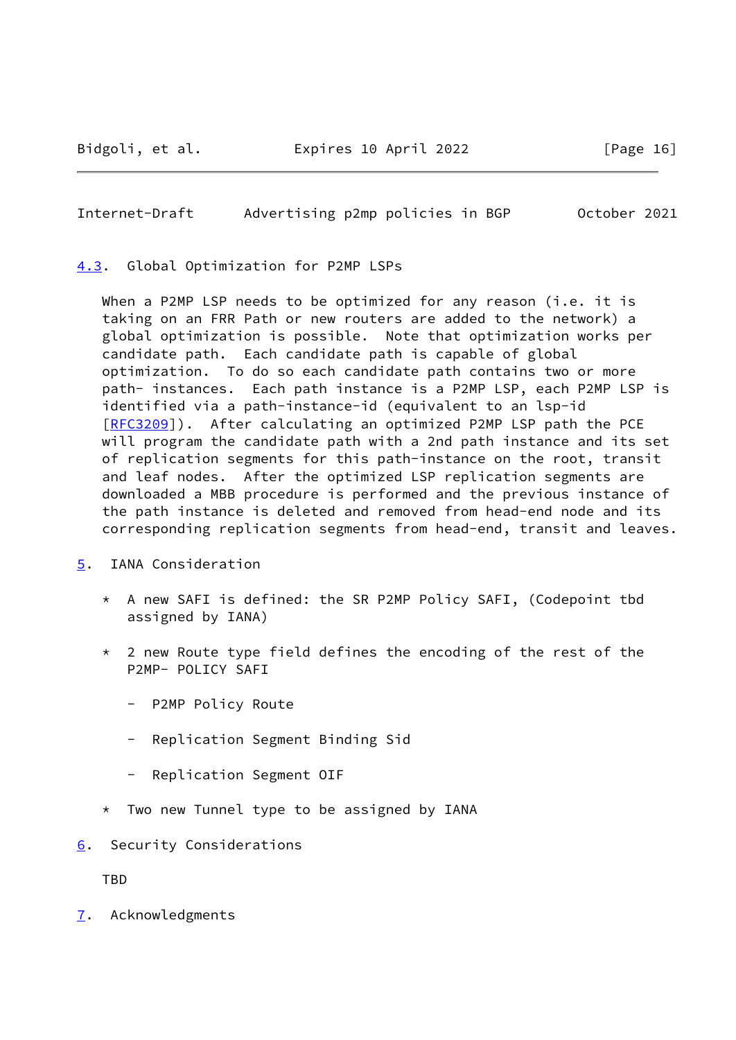### 4.3. Global Optimization for P2MP LSPs

When a P2MP LSP needs to be optimized for any reason (i.e. it is taking on an FRR Path or new routers are added to the network) a global optimization is possible. Note that optimization works per candidate path. Each candidate path is capable of global optimization. To do so each candidate path contains two or more path- instances. Each path instance is a P2MP LSP, each P2MP LSP is identified via a path-instance-id (equivalent to an lsp-id [RFC3209]). After calculating an optimized P2MP LSP path the PCE will program the candidate path with a 2nd path instance and its set of replication segments for this path-instance on the root, transit and leaf nodes. After the optimized LSP replication segments are downloaded a MBB procedure is performed and the previous instance of the path instance is deleted and removed from head-end node and its corresponding replication segments from head-end, transit and leaves.

## 5. IANA Consideration

* A new SAFI is defined: the SR P2MP Policy SAFI, (Codepoint tbd assigned by IANA)

* 2 new Route type field defines the encoding of the rest of the P2MP- POLICY SAFI

  - P2MP Policy Route

  - Replication Segment Binding Sid

  - Replication Segment OIF

* Two new Tunnel type to be assigned by IANA

## 6. Security Considerations

TBD

## 7. Acknowledgments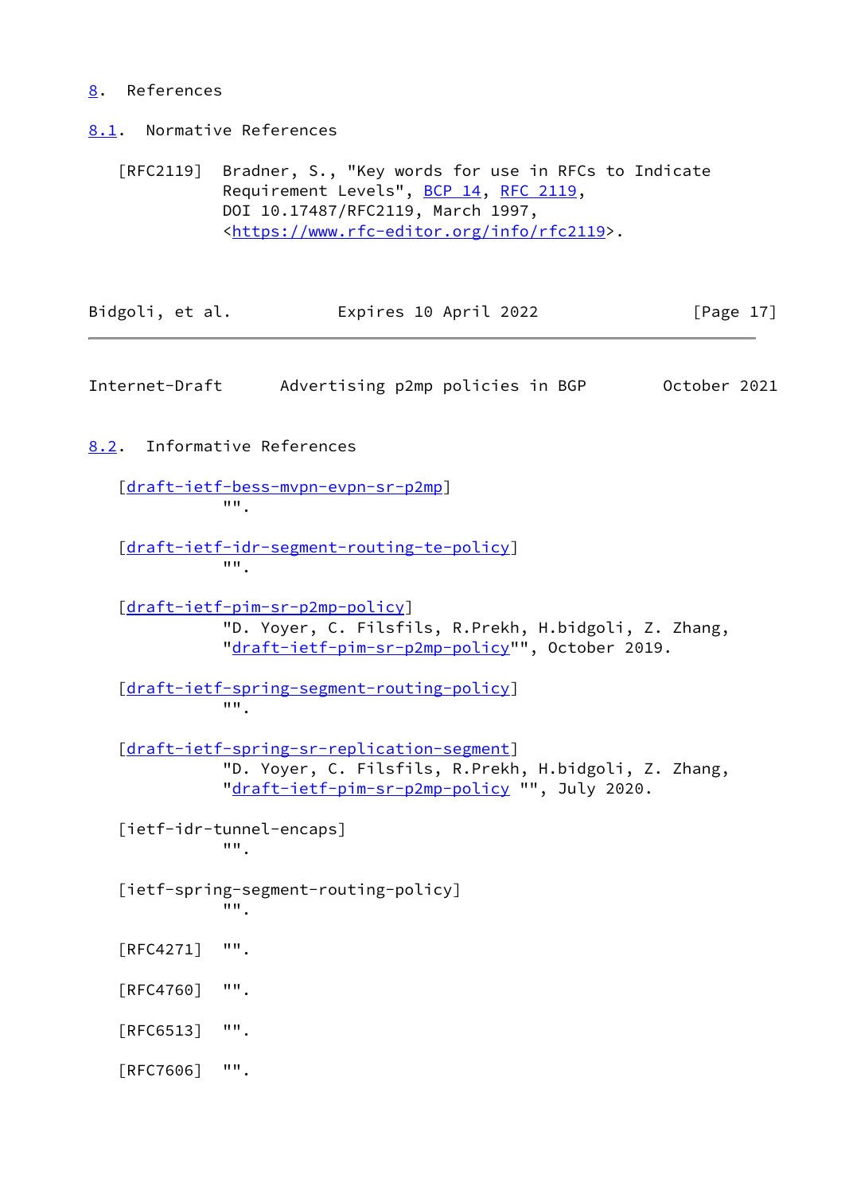## 8. References

### 8.1. Normative References

[RFC2119] Bradner, S., "Key words for use in RFCs to Indicate Requirement Levels", BCP 14, RFC 2119, DOI 10.17487/RFC2119, March 1997, <https://www.rfc-editor.org/info/rfc2119>.

### 8.2. Informative References

[draft-ietf-bess-mvpn-evpn-sr-p2mp] "".

[draft-ietf-idr-segment-routing-te-policy] "".

[draft-ietf-pim-sr-p2mp-policy] "D. Yoyer, C. Filsfils, R.Prekh, H.bidgoli, Z. Zhang, "draft-ietf-pim-sr-p2mp-policy"", October 2019.

[draft-ietf-spring-segment-routing-policy] "".

[draft-ietf-spring-sr-replication-segment] "D. Yoyer, C. Filsfils, R.Prekh, H.bidgoli, Z. Zhang, "draft-ietf-pim-sr-p2mp-policy "", July 2020.

[ietf-idr-tunnel-encaps] "".

[ietf-spring-segment-routing-policy] "".

[RFC4271] "".

[RFC4760] "".

[RFC6513] "".

[RFC7606] "".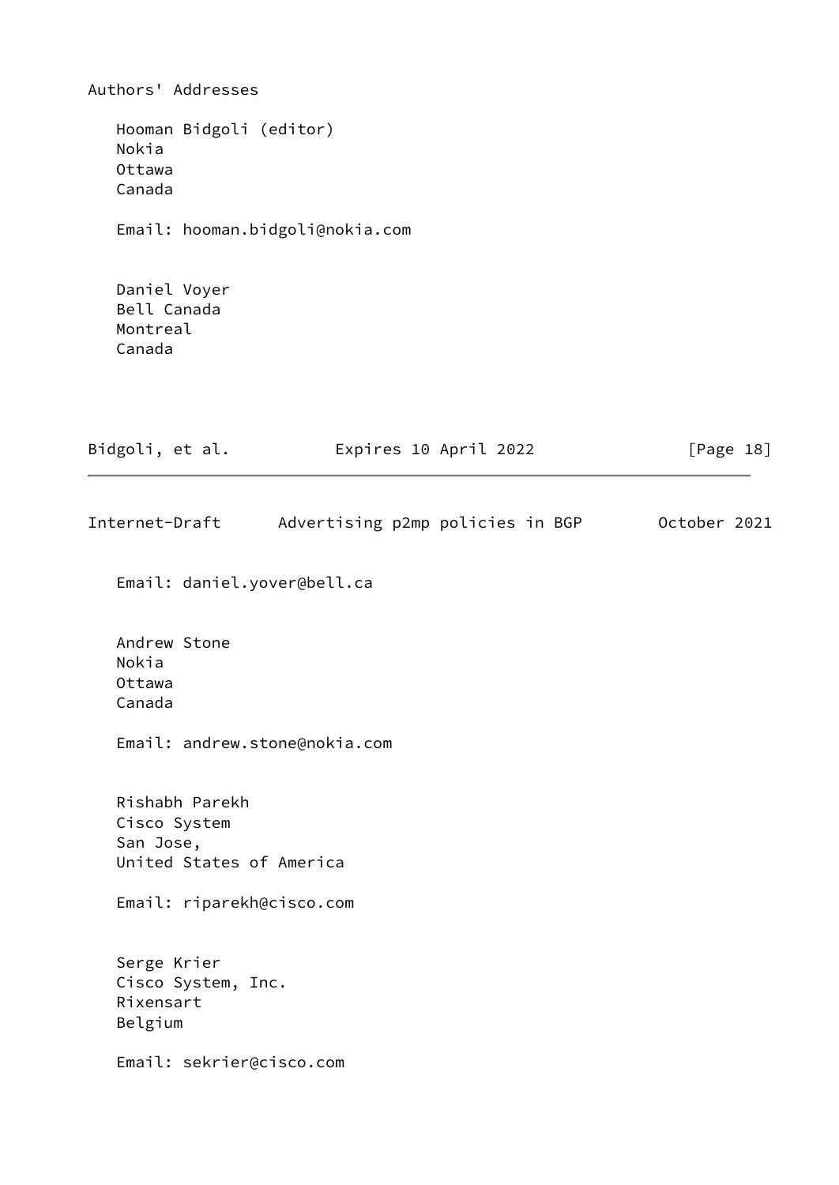## Authors' Addresses

Hooman Bidgoli (editor)
Nokia
Ottawa
Canada

Email: hooman.bidgoli@nokia.com

Daniel Voyer
Bell Canada
Montreal
Canada

Email: daniel.yover@bell.ca

Andrew Stone
Nokia
Ottawa
Canada

Email: andrew.stone@nokia.com

Rishabh Parekh
Cisco System
San Jose,
United States of America

Email: riparekh@cisco.com

Serge Krier
Cisco System, Inc.
Rixensart
Belgium

Email: sekrier@cisco.com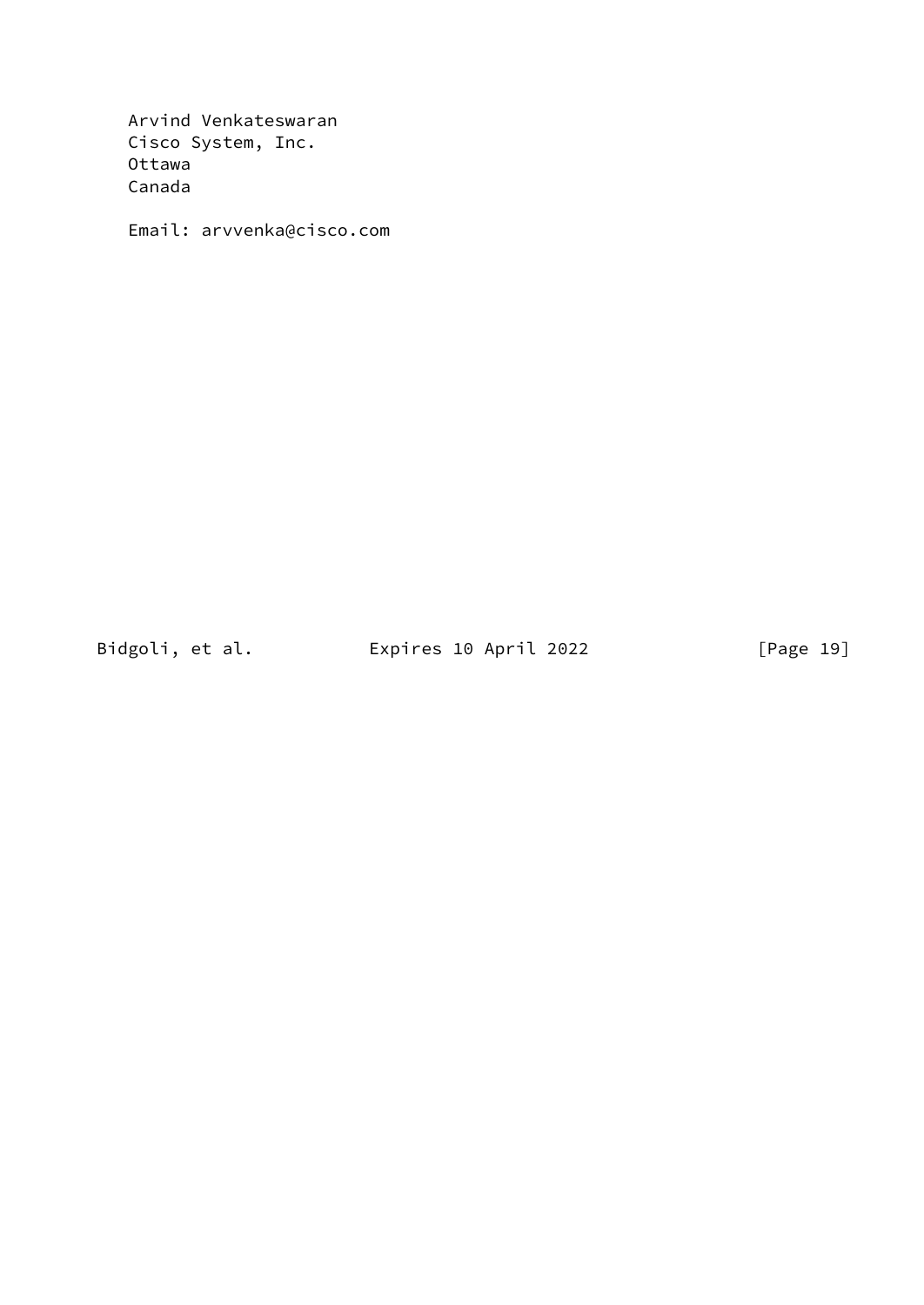Arvind Venkateswaran
Cisco System, Inc.
Ottawa
Canada

Email: arvvenka@cisco.com